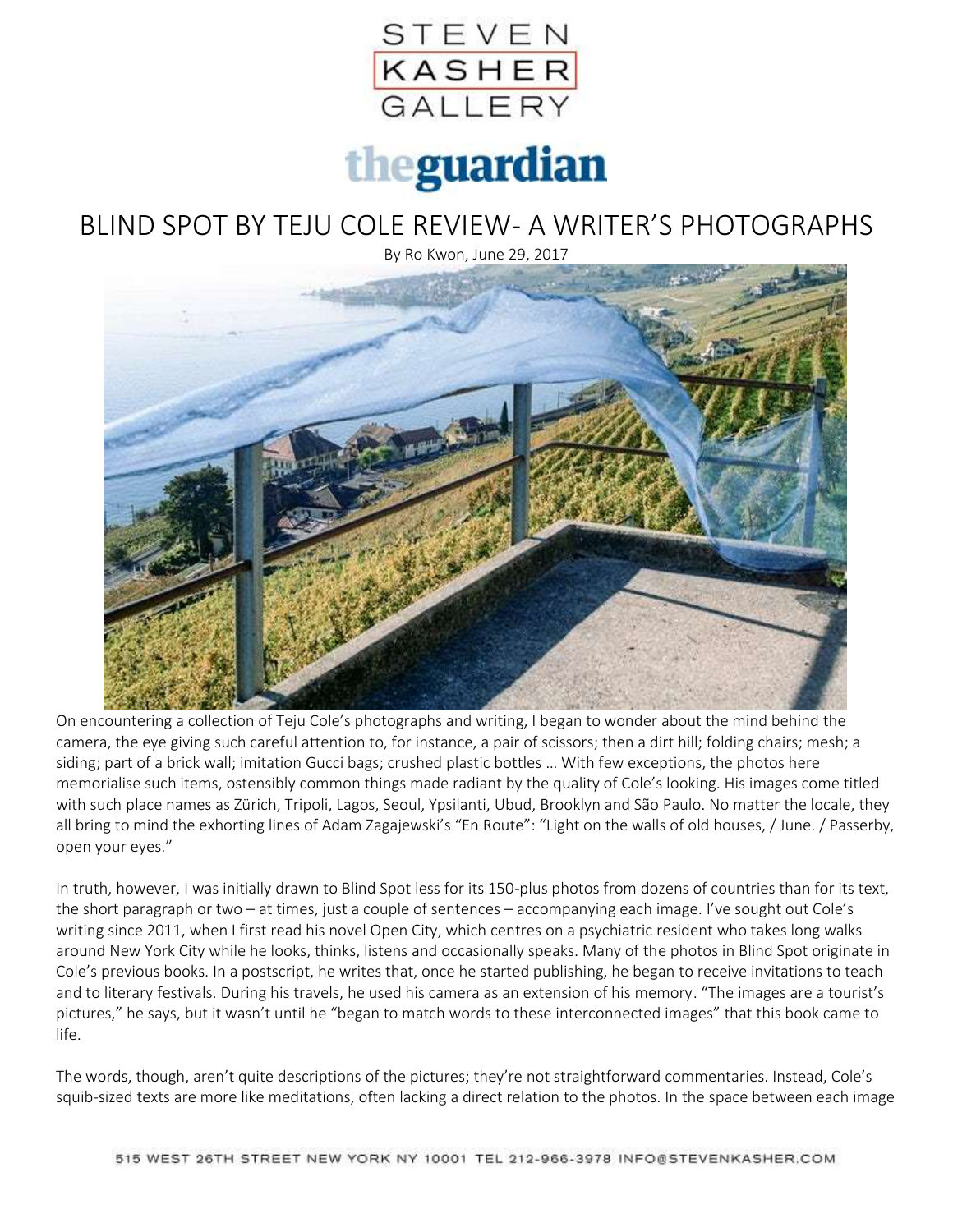STEVEN
KASHER
GALLERY

theguardian

# BLIND SPOT BY TEJU COLE REVIEW- A WRITER'S PHOTOGRAPHS

By Ro Kwon, June 29, 2017

On encountering a collection of Teju Cole's photographs and writing, I began to wonder about the mind behind the camera, the eye giving such careful attention to, for instance, a pair of scissors; then a dirt hill; folding chairs; mesh; a siding; part of a brick wall; imitation Gucci bags; crushed plastic bottles … With few exceptions, the photos here memorialise such items, ostensibly common things made radiant by the quality of Cole's looking. His images come titled with such place names as Zürich, Tripoli, Lagos, Seoul, Ypsilanti, Ubud, Brooklyn and São Paulo. No matter the locale, they all bring to mind the exhorting lines of Adam Zagajewski's "En Route": "Light on the walls of old houses, / June. / Passerby, open your eyes."

In truth, however, I was initially drawn to Blind Spot less for its 150-plus photos from dozens of countries than for its text, the short paragraph or two – at times, just a couple of sentences – accompanying each image. I've sought out Cole's writing since 2011, when I first read his novel Open City, which centres on a psychiatric resident who takes long walks around New York City while he looks, thinks, listens and occasionally speaks. Many of the photos in Blind Spot originate in Cole's previous books. In a postscript, he writes that, once he started publishing, he began to receive invitations to teach and to literary festivals. During his travels, he used his camera as an extension of his memory. "The images are a tourist's pictures," he says, but it wasn't until he "began to match words to these interconnected images" that this book came to life.

The words, though, aren't quite descriptions of the pictures; they're not straightforward commentaries. Instead, Cole's squib-sized texts are more like meditations, often lacking a direct relation to the photos. In the space between each image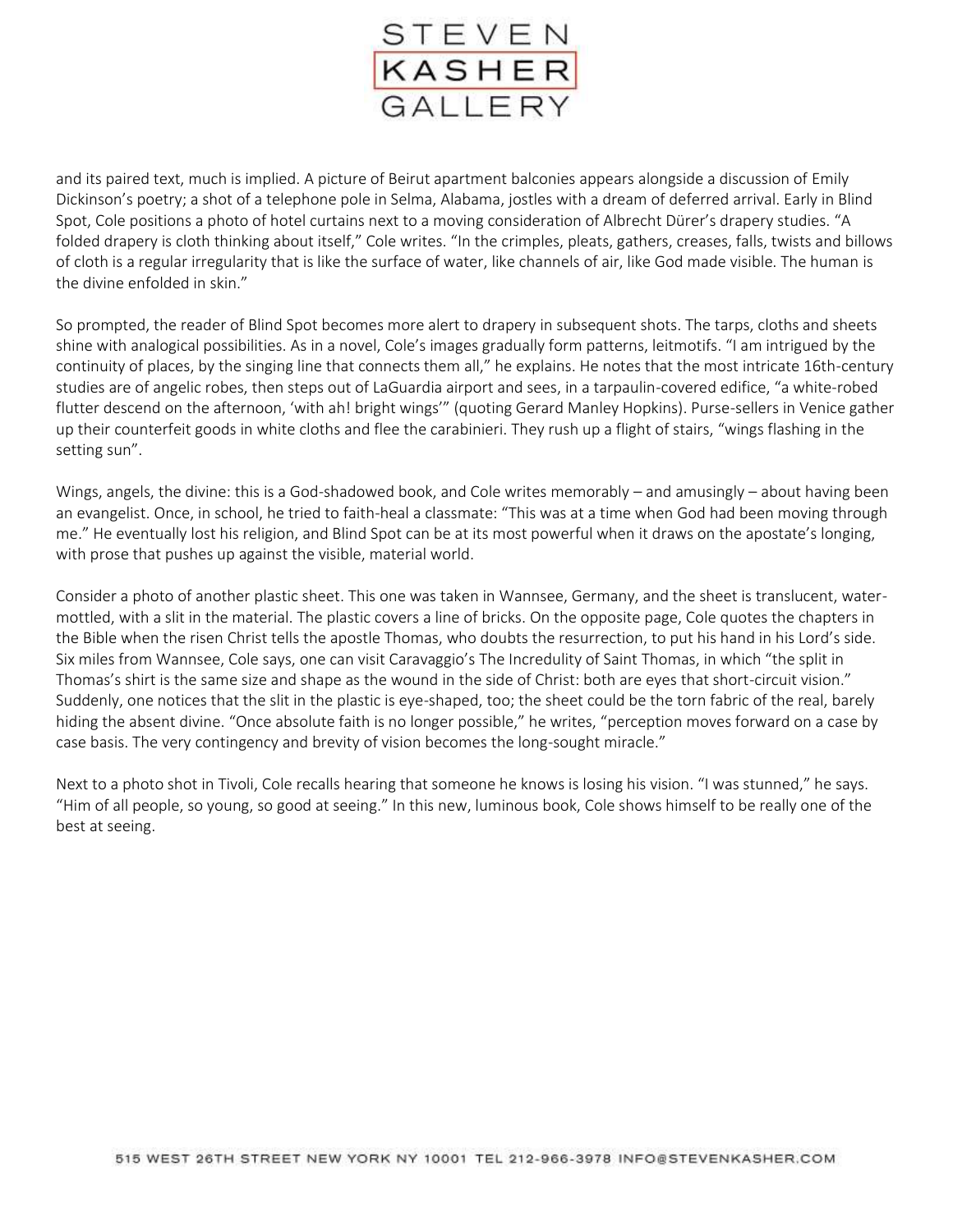and its paired text, much is implied. A picture of Beirut apartment balconies appears alongside a discussion of Emily Dickinson's poetry; a shot of a telephone pole in Selma, Alabama, jostles with a dream of deferred arrival. Early in Blind Spot, Cole positions a photo of hotel curtains next to a moving consideration of Albrecht Dürer's drapery studies. "A folded drapery is cloth thinking about itself," Cole writes. "In the crimples, pleats, gathers, creases, falls, twists and billows of cloth is a regular irregularity that is like the surface of water, like channels of air, like God made visible. The human is the divine enfolded in skin."

So prompted, the reader of Blind Spot becomes more alert to drapery in subsequent shots. The tarps, cloths and sheets shine with analogical possibilities. As in a novel, Cole's images gradually form patterns, leitmotifs. "I am intrigued by the continuity of places, by the singing line that connects them all," he explains. He notes that the most intricate 16th-century studies are of angelic robes, then steps out of LaGuardia airport and sees, in a tarpaulin-covered edifice, "a white-robed flutter descend on the afternoon, 'with ah! bright wings'" (quoting Gerard Manley Hopkins). Purse-sellers in Venice gather up their counterfeit goods in white cloths and flee the carabinieri. They rush up a flight of stairs, "wings flashing in the setting sun".

Wings, angels, the divine: this is a God-shadowed book, and Cole writes memorably – and amusingly – about having been an evangelist. Once, in school, he tried to faith-heal a classmate: "This was at a time when God had been moving through me." He eventually lost his religion, and Blind Spot can be at its most powerful when it draws on the apostate's longing, with prose that pushes up against the visible, material world.

Consider a photo of another plastic sheet. This one was taken in Wannsee, Germany, and the sheet is translucent, water-mottled, with a slit in the material. The plastic covers a line of bricks. On the opposite page, Cole quotes the chapters in the Bible when the risen Christ tells the apostle Thomas, who doubts the resurrection, to put his hand in his Lord's side. Six miles from Wannsee, Cole says, one can visit Caravaggio's The Incredulity of Saint Thomas, in which "the split in Thomas's shirt is the same size and shape as the wound in the side of Christ: both are eyes that short-circuit vision." Suddenly, one notices that the slit in the plastic is eye-shaped, too; the sheet could be the torn fabric of the real, barely hiding the absent divine. "Once absolute faith is no longer possible," he writes, "perception moves forward on a case by case basis. The very contingency and brevity of vision becomes the long-sought miracle."

Next to a photo shot in Tivoli, Cole recalls hearing that someone he knows is losing his vision. "I was stunned," he says. "Him of all people, so young, so good at seeing." In this new, luminous book, Cole shows himself to be really one of the best at seeing.